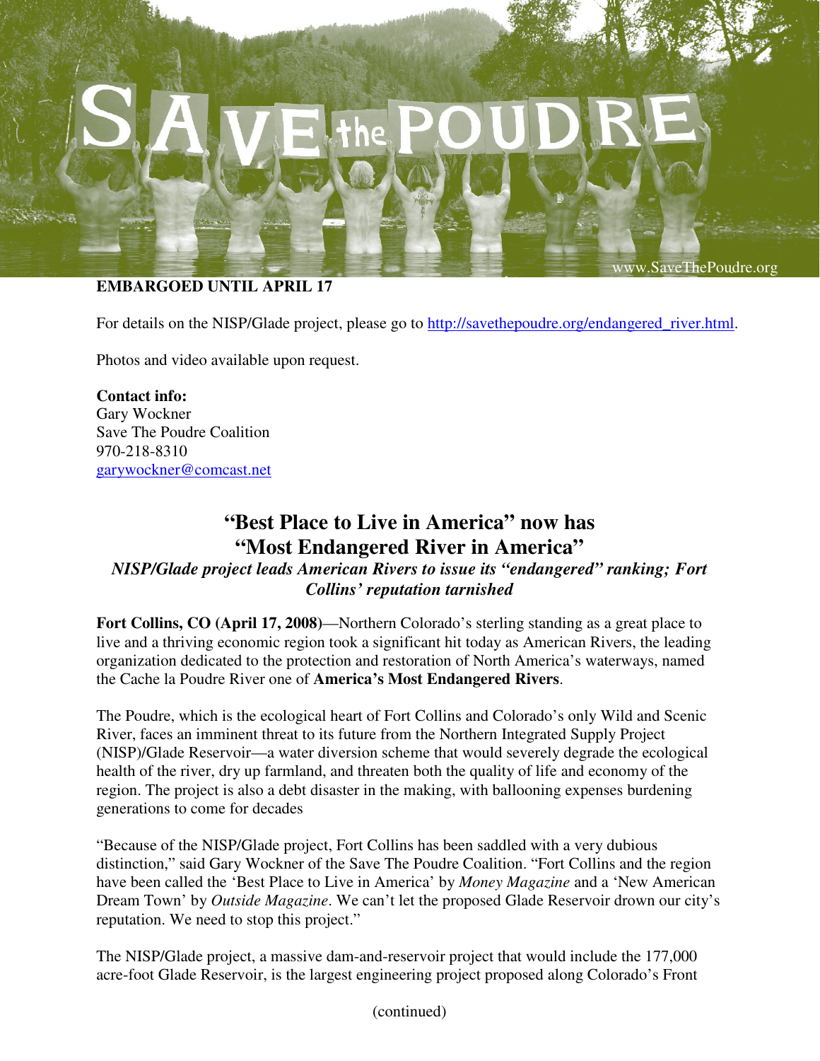SAVE the POUDRE

www.SaveThePoudre.org

**EMBARGOED UNTIL APRIL 17**

For details on the NISP/Glade project, please go to http://savethepoudre.org/endangered_river.html.

Photos and video available upon request.

**Contact info:**
Gary Wockner
Save The Poudre Coalition
970-218-8310
garywockner@comcast.net

# "Best Place to Live in America" now has "Most Endangered River in America"

***NISP/Glade project leads American Rivers to issue its "endangered" ranking; Fort Collins' reputation tarnished***

**Fort Collins, CO (April 17, 2008)**—Northern Colorado's sterling standing as a great place to live and a thriving economic region took a significant hit today as American Rivers, the leading organization dedicated to the protection and restoration of North America's waterways, named the Cache la Poudre River one of **America's Most Endangered Rivers**.

The Poudre, which is the ecological heart of Fort Collins and Colorado's only Wild and Scenic River, faces an imminent threat to its future from the Northern Integrated Supply Project (NISP)/Glade Reservoir—a water diversion scheme that would severely degrade the ecological health of the river, dry up farmland, and threaten both the quality of life and economy of the region. The project is also a debt disaster in the making, with ballooning expenses burdening generations to come for decades

"Because of the NISP/Glade project, Fort Collins has been saddled with a very dubious distinction," said Gary Wockner of the Save The Poudre Coalition. "Fort Collins and the region have been called the 'Best Place to Live in America' by *Money Magazine* and a 'New American Dream Town' by *Outside Magazine*. We can't let the proposed Glade Reservoir drown our city's reputation. We need to stop this project."

The NISP/Glade project, a massive dam-and-reservoir project that would include the 177,000 acre-foot Glade Reservoir, is the largest engineering project proposed along Colorado's Front

(continued)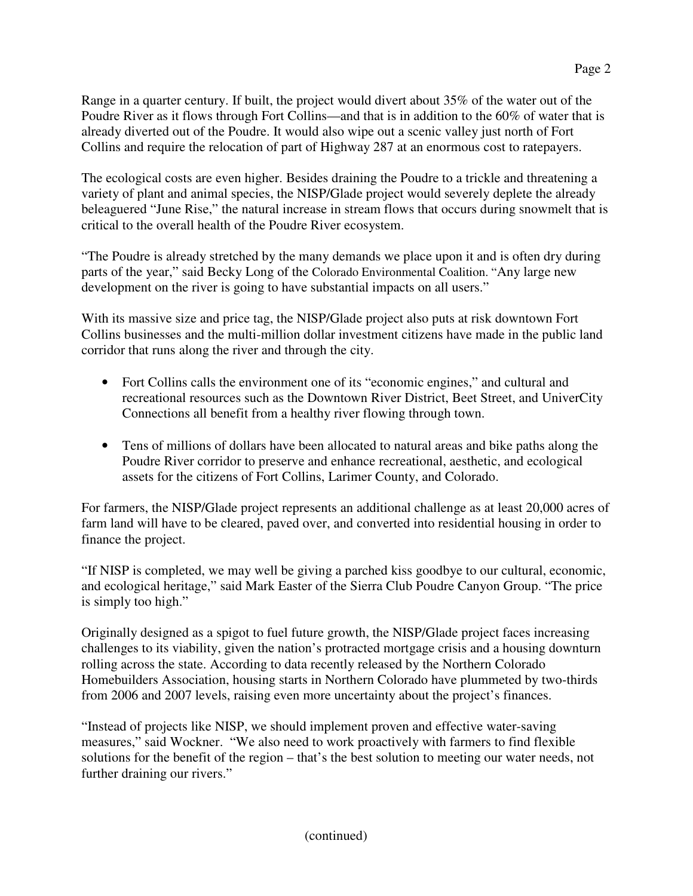Range in a quarter century. If built, the project would divert about 35% of the water out of the Poudre River as it flows through Fort Collins—and that is in addition to the 60% of water that is already diverted out of the Poudre. It would also wipe out a scenic valley just north of Fort Collins and require the relocation of part of Highway 287 at an enormous cost to ratepayers.

The ecological costs are even higher. Besides draining the Poudre to a trickle and threatening a variety of plant and animal species, the NISP/Glade project would severely deplete the already beleaguered "June Rise," the natural increase in stream flows that occurs during snowmelt that is critical to the overall health of the Poudre River ecosystem.

"The Poudre is already stretched by the many demands we place upon it and is often dry during parts of the year," said Becky Long of the Colorado Environmental Coalition. "Any large new development on the river is going to have substantial impacts on all users."

With its massive size and price tag, the NISP/Glade project also puts at risk downtown Fort Collins businesses and the multi-million dollar investment citizens have made in the public land corridor that runs along the river and through the city.

- Fort Collins calls the environment one of its "economic engines," and cultural and recreational resources such as the Downtown River District, Beet Street, and UniverCity Connections all benefit from a healthy river flowing through town.

- Tens of millions of dollars have been allocated to natural areas and bike paths along the Poudre River corridor to preserve and enhance recreational, aesthetic, and ecological assets for the citizens of Fort Collins, Larimer County, and Colorado.

For farmers, the NISP/Glade project represents an additional challenge as at least 20,000 acres of farm land will have to be cleared, paved over, and converted into residential housing in order to finance the project.

"If NISP is completed, we may well be giving a parched kiss goodbye to our cultural, economic, and ecological heritage," said Mark Easter of the Sierra Club Poudre Canyon Group. "The price is simply too high."

Originally designed as a spigot to fuel future growth, the NISP/Glade project faces increasing challenges to its viability, given the nation's protracted mortgage crisis and a housing downturn rolling across the state. According to data recently released by the Northern Colorado Homebuilders Association, housing starts in Northern Colorado have plummeted by two-thirds from 2006 and 2007 levels, raising even more uncertainty about the project's finances.

"Instead of projects like NISP, we should implement proven and effective water-saving measures," said Wockner. "We also need to work proactively with farmers to find flexible solutions for the benefit of the region – that's the best solution to meeting our water needs, not further draining our rivers."

(continued)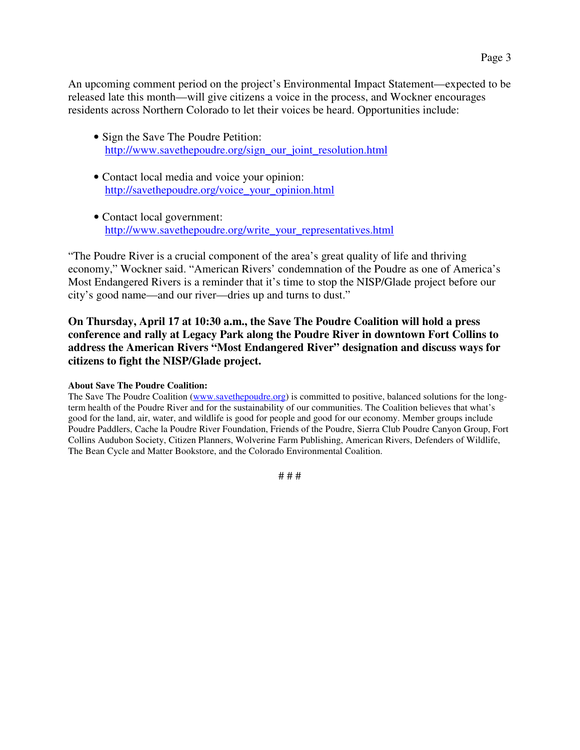An upcoming comment period on the project's Environmental Impact Statement—expected to be released late this month—will give citizens a voice in the process, and Wockner encourages residents across Northern Colorado to let their voices be heard. Opportunities include:

- Sign the Save The Poudre Petition:
  http://www.savethepoudre.org/sign_our_joint_resolution.html

- Contact local media and voice your opinion:
  http://savethepoudre.org/voice_your_opinion.html

- Contact local government:
  http://www.savethepoudre.org/write_your_representatives.html

"The Poudre River is a crucial component of the area's great quality of life and thriving economy," Wockner said. "American Rivers' condemnation of the Poudre as one of America's Most Endangered Rivers is a reminder that it's time to stop the NISP/Glade project before our city's good name—and our river—dries up and turns to dust."

**On Thursday, April 17 at 10:30 a.m., the Save The Poudre Coalition will hold a press conference and rally at Legacy Park along the Poudre River in downtown Fort Collins to address the American Rivers "Most Endangered River" designation and discuss ways for citizens to fight the NISP/Glade project.**

**About Save The Poudre Coalition:**
The Save The Poudre Coalition (www.savethepoudre.org) is committed to positive, balanced solutions for the long-term health of the Poudre River and for the sustainability of our communities. The Coalition believes that what's good for the land, air, water, and wildlife is good for people and good for our economy. Member groups include Poudre Paddlers, Cache la Poudre River Foundation, Friends of the Poudre, Sierra Club Poudre Canyon Group, Fort Collins Audubon Society, Citizen Planners, Wolverine Farm Publishing, American Rivers, Defenders of Wildlife, The Bean Cycle and Matter Bookstore, and the Colorado Environmental Coalition.

# # #